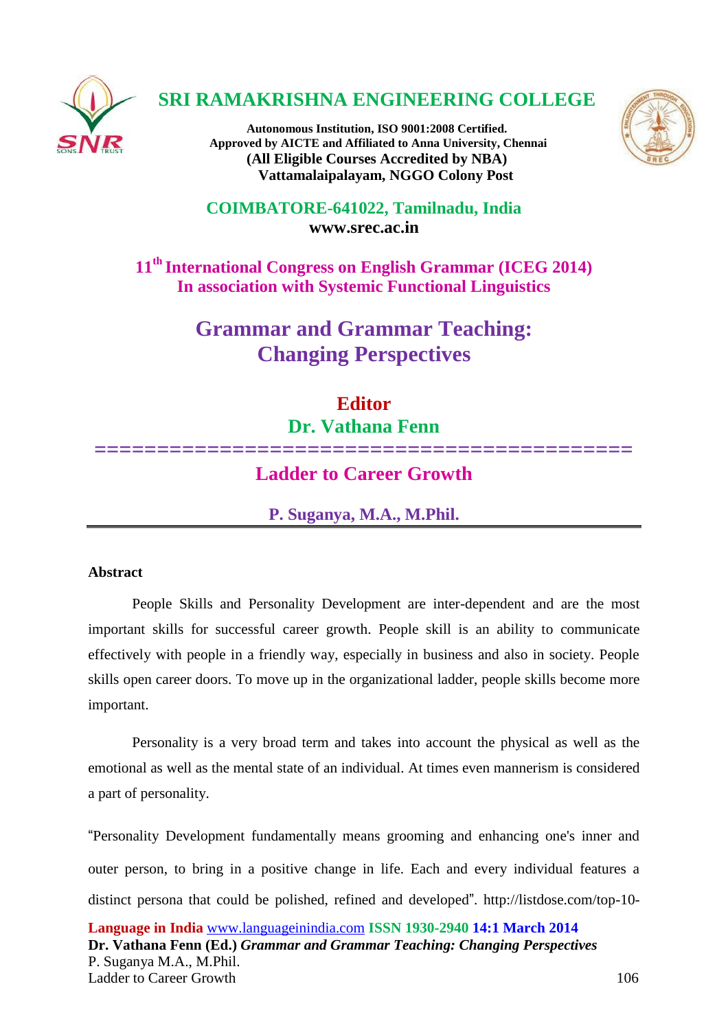# SRI RAMAKRISHNA ENGINEERING COLLEGE

**Autonomous Institution, ISO 9001:2008 Certified.**
**Approved by AICTE and Affiliated to Anna University, Chennai**
**(All Eligible Courses Accredited by NBA)**
**Vattamalaipalayam, NGGO Colony Post**

**COIMBATORE-641022, Tamilnadu, India**
**www.srec.ac.in**

**11th International Congress on English Grammar (ICEG 2014)**
**In association with Systemic Functional Linguistics**

## Grammar and Grammar Teaching: Changing Perspectives

**Editor**
**Dr. Vathana Fenn**

=========================================

# Ladder to Career Growth

**P. Suganya, M.A., M.Phil.**

---

### Abstract

People Skills and Personality Development are inter-dependent and are the most important skills for successful career growth. People skill is an ability to communicate effectively with people in a friendly way, especially in business and also in society. People skills open career doors. To move up in the organizational ladder, people skills become more important.

Personality is a very broad term and takes into account the physical as well as the emotional as well as the mental state of an individual. At times even mannerism is considered a part of personality.

"Personality Development fundamentally means grooming and enhancing one's inner and outer person, to bring in a positive change in life. Each and every individual features a distinct persona that could be polished, refined and developed". http://listdose.com/top-10-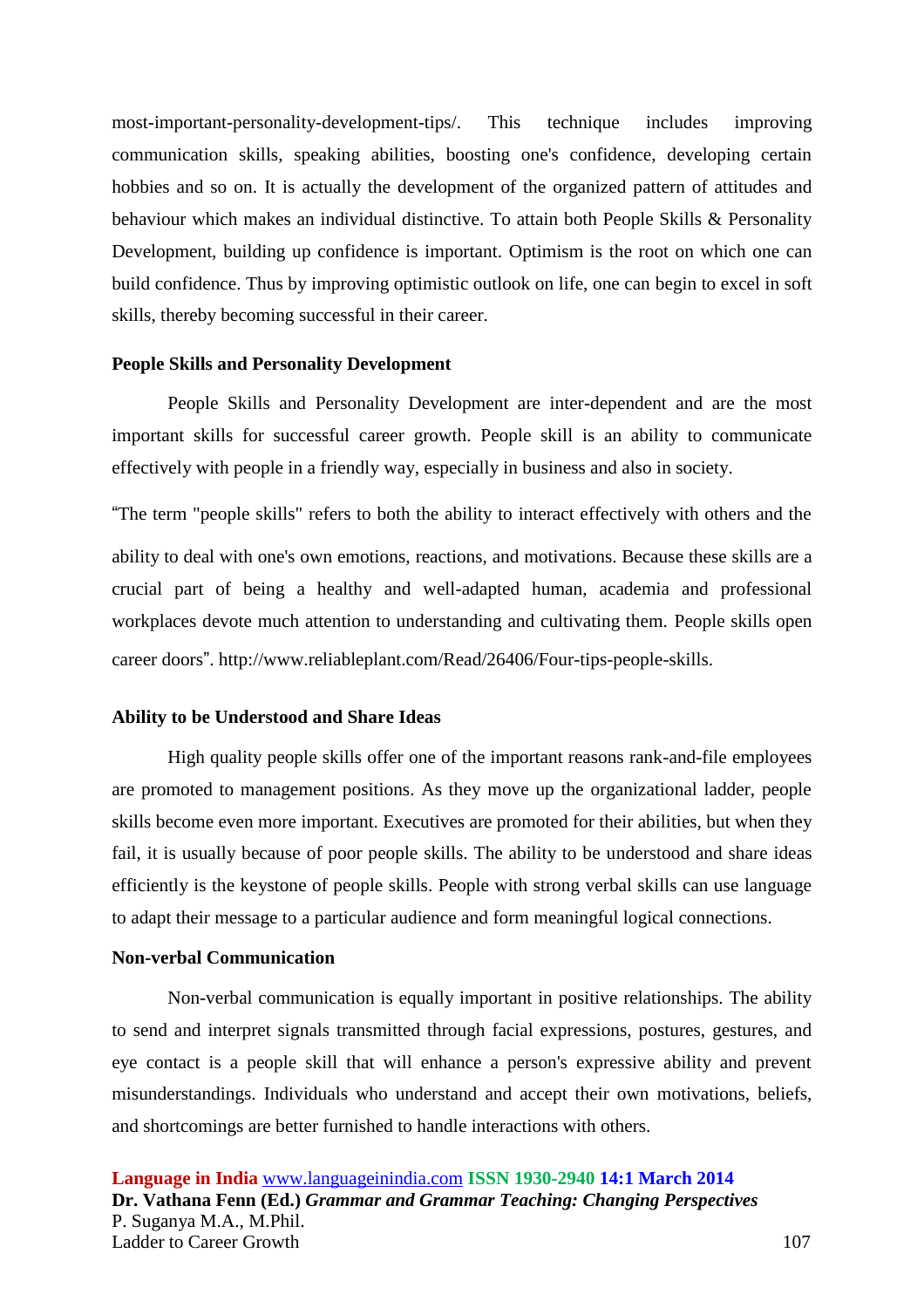most-important-personality-development-tips/. This technique includes improving communication skills, speaking abilities, boosting one's confidence, developing certain hobbies and so on. It is actually the development of the organized pattern of attitudes and behaviour which makes an individual distinctive. To attain both People Skills & Personality Development, building up confidence is important. Optimism is the root on which one can build confidence. Thus by improving optimistic outlook on life, one can begin to excel in soft skills, thereby becoming successful in their career.

**People Skills and Personality Development**

People Skills and Personality Development are inter-dependent and are the most important skills for successful career growth. People skill is an ability to communicate effectively with people in a friendly way, especially in business and also in society.

"The term "people skills" refers to both the ability to interact effectively with others and the ability to deal with one's own emotions, reactions, and motivations. Because these skills are a crucial part of being a healthy and well-adapted human, academia and professional workplaces devote much attention to understanding and cultivating them. People skills open career doors". http://www.reliableplant.com/Read/26406/Four-tips-people-skills.

**Ability to be Understood and Share Ideas**

High quality people skills offer one of the important reasons rank-and-file employees are promoted to management positions. As they move up the organizational ladder, people skills become even more important. Executives are promoted for their abilities, but when they fail, it is usually because of poor people skills. The ability to be understood and share ideas efficiently is the keystone of people skills. People with strong verbal skills can use language to adapt their message to a particular audience and form meaningful logical connections.

**Non-verbal Communication**

Non-verbal communication is equally important in positive relationships. The ability to send and interpret signals transmitted through facial expressions, postures, gestures, and eye contact is a people skill that will enhance a person's expressive ability and prevent misunderstandings. Individuals who understand and accept their own motivations, beliefs, and shortcomings are better furnished to handle interactions with others.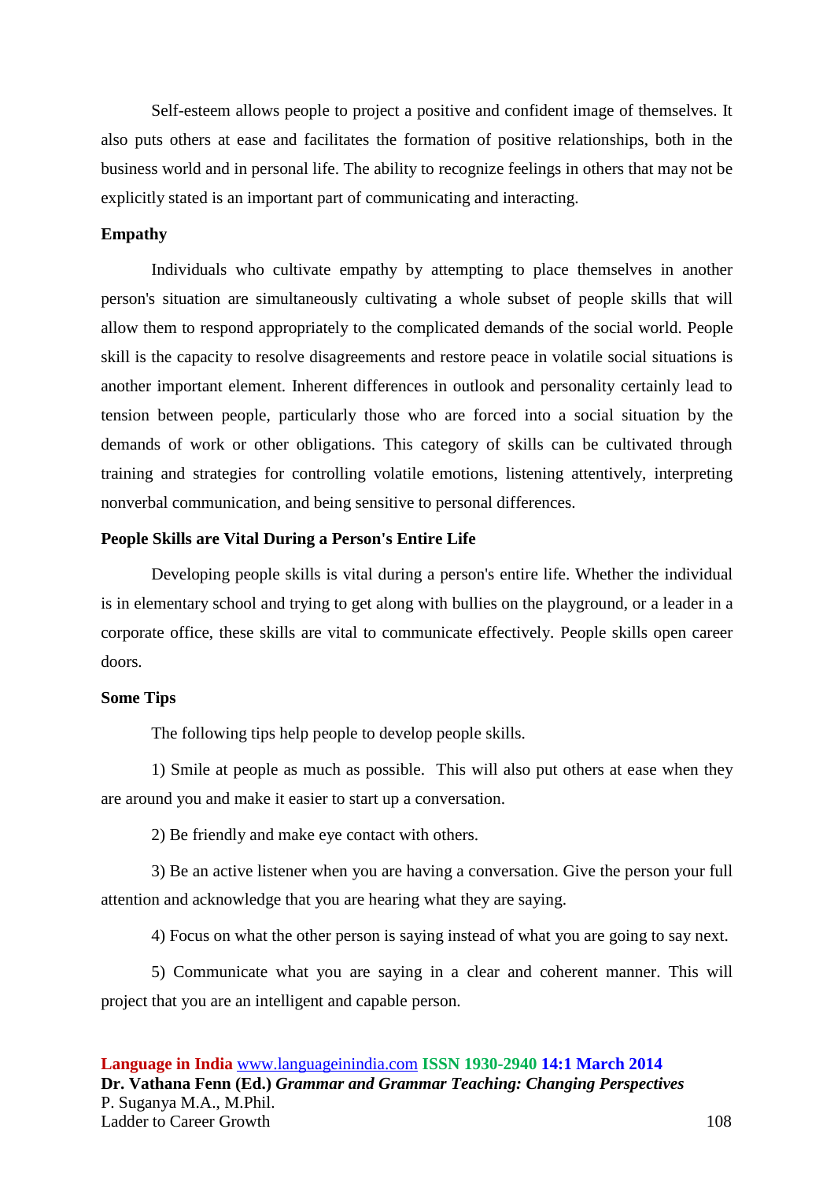Self-esteem allows people to project a positive and confident image of themselves. It also puts others at ease and facilitates the formation of positive relationships, both in the business world and in personal life. The ability to recognize feelings in others that may not be explicitly stated is an important part of communicating and interacting.

**Empathy**

Individuals who cultivate empathy by attempting to place themselves in another person's situation are simultaneously cultivating a whole subset of people skills that will allow them to respond appropriately to the complicated demands of the social world. People skill is the capacity to resolve disagreements and restore peace in volatile social situations is another important element. Inherent differences in outlook and personality certainly lead to tension between people, particularly those who are forced into a social situation by the demands of work or other obligations. This category of skills can be cultivated through training and strategies for controlling volatile emotions, listening attentively, interpreting nonverbal communication, and being sensitive to personal differences.

**People Skills are Vital During a Person's Entire Life**

Developing people skills is vital during a person's entire life. Whether the individual is in elementary school and trying to get along with bullies on the playground, or a leader in a corporate office, these skills are vital to communicate effectively. People skills open career doors.

**Some Tips**

The following tips help people to develop people skills.

1) Smile at people as much as possible. This will also put others at ease when they are around you and make it easier to start up a conversation.

2) Be friendly and make eye contact with others.

3) Be an active listener when you are having a conversation. Give the person your full attention and acknowledge that you are hearing what they are saying.

4) Focus on what the other person is saying instead of what you are going to say next.

5) Communicate what you are saying in a clear and coherent manner. This will project that you are an intelligent and capable person.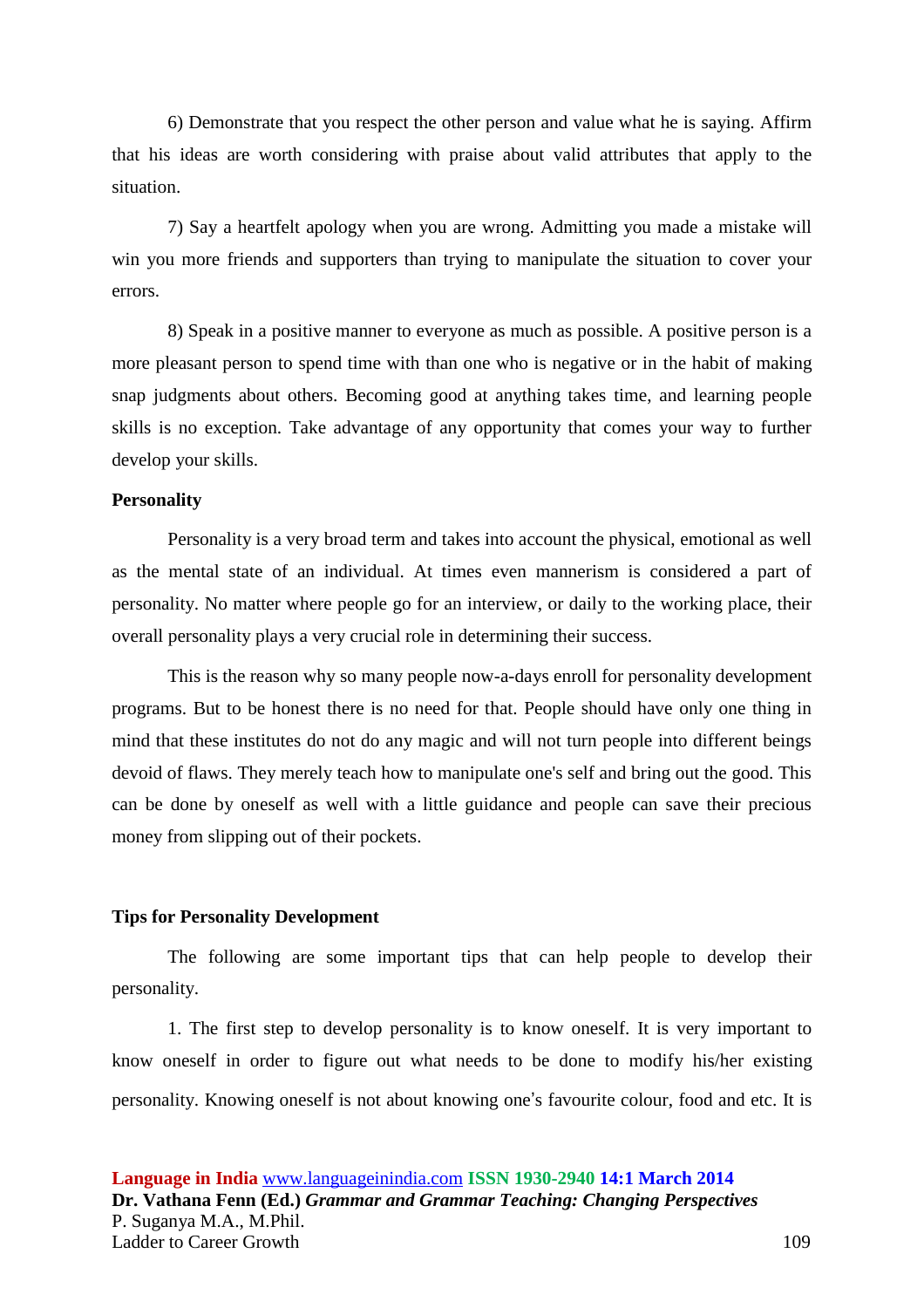6) Demonstrate that you respect the other person and value what he is saying. Affirm that his ideas are worth considering with praise about valid attributes that apply to the situation.

7) Say a heartfelt apology when you are wrong. Admitting you made a mistake will win you more friends and supporters than trying to manipulate the situation to cover your errors.

8) Speak in a positive manner to everyone as much as possible. A positive person is a more pleasant person to spend time with than one who is negative or in the habit of making snap judgments about others. Becoming good at anything takes time, and learning people skills is no exception. Take advantage of any opportunity that comes your way to further develop your skills.

**Personality**

Personality is a very broad term and takes into account the physical, emotional as well as the mental state of an individual. At times even mannerism is considered a part of personality. No matter where people go for an interview, or daily to the working place, their overall personality plays a very crucial role in determining their success.

This is the reason why so many people now-a-days enroll for personality development programs. But to be honest there is no need for that. People should have only one thing in mind that these institutes do not do any magic and will not turn people into different beings devoid of flaws. They merely teach how to manipulate one's self and bring out the good. This can be done by oneself as well with a little guidance and people can save their precious money from slipping out of their pockets.

**Tips for Personality Development**

The following are some important tips that can help people to develop their personality.

1. The first step to develop personality is to know oneself. It is very important to know oneself in order to figure out what needs to be done to modify his/her existing personality. Knowing oneself is not about knowing one's favourite colour, food and etc. It is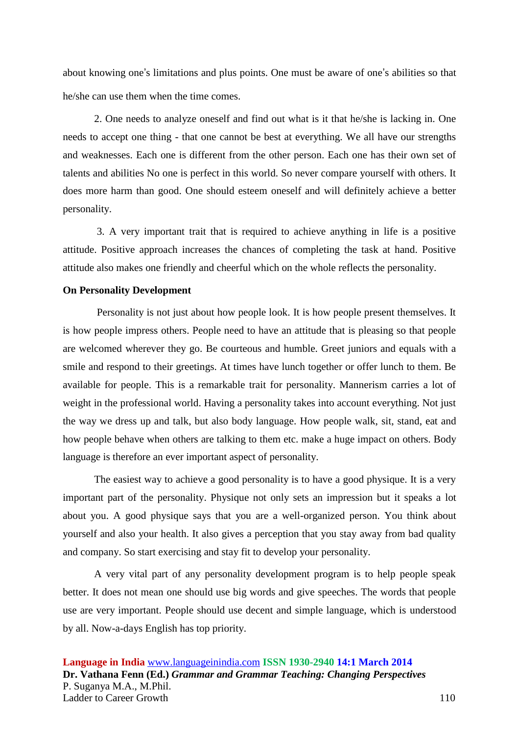about knowing one's limitations and plus points. One must be aware of one's abilities so that he/she can use them when the time comes.

2. One needs to analyze oneself and find out what is it that he/she is lacking in. One needs to accept one thing - that one cannot be best at everything. We all have our strengths and weaknesses. Each one is different from the other person. Each one has their own set of talents and abilities No one is perfect in this world. So never compare yourself with others. It does more harm than good. One should esteem oneself and will definitely achieve a better personality.

3. A very important trait that is required to achieve anything in life is a positive attitude. Positive approach increases the chances of completing the task at hand. Positive attitude also makes one friendly and cheerful which on the whole reflects the personality.

**On Personality Development**

Personality is not just about how people look. It is how people present themselves. It is how people impress others. People need to have an attitude that is pleasing so that people are welcomed wherever they go. Be courteous and humble. Greet juniors and equals with a smile and respond to their greetings. At times have lunch together or offer lunch to them. Be available for people. This is a remarkable trait for personality. Mannerism carries a lot of weight in the professional world. Having a personality takes into account everything. Not just the way we dress up and talk, but also body language. How people walk, sit, stand, eat and how people behave when others are talking to them etc. make a huge impact on others. Body language is therefore an ever important aspect of personality.

The easiest way to achieve a good personality is to have a good physique. It is a very important part of the personality. Physique not only sets an impression but it speaks a lot about you. A good physique says that you are a well-organized person. You think about yourself and also your health. It also gives a perception that you stay away from bad quality and company. So start exercising and stay fit to develop your personality.

A very vital part of any personality development program is to help people speak better. It does not mean one should use big words and give speeches. The words that people use are very important. People should use decent and simple language, which is understood by all. Now-a-days English has top priority.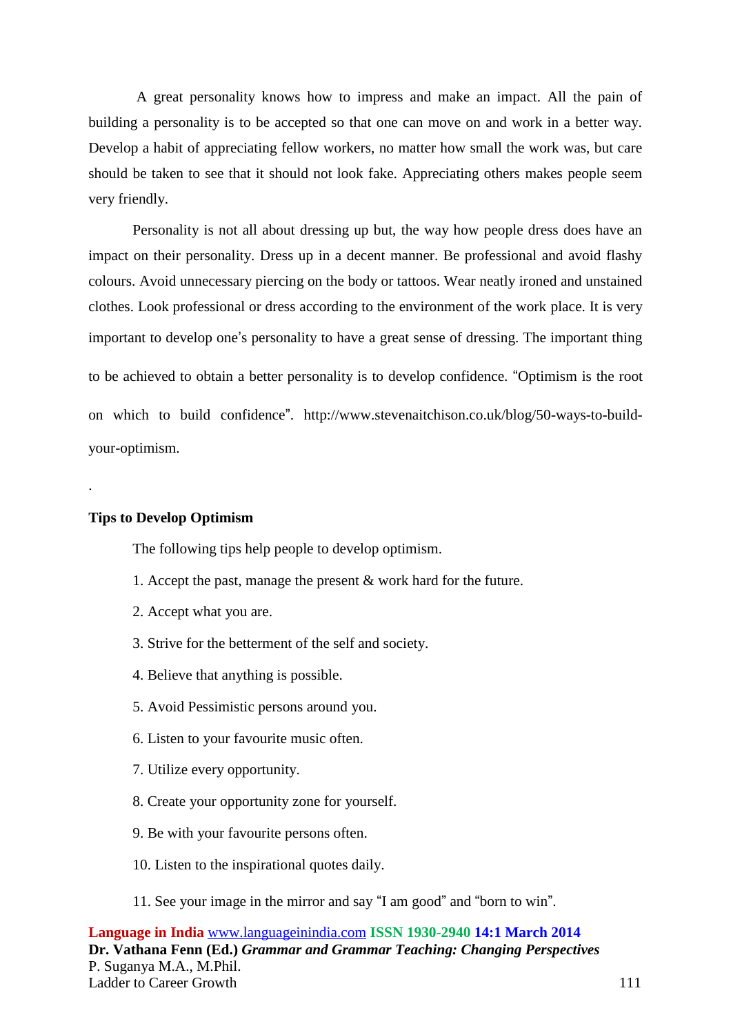A great personality knows how to impress and make an impact. All the pain of building a personality is to be accepted so that one can move on and work in a better way. Develop a habit of appreciating fellow workers, no matter how small the work was, but care should be taken to see that it should not look fake. Appreciating others makes people seem very friendly.

Personality is not all about dressing up but, the way how people dress does have an impact on their personality. Dress up in a decent manner. Be professional and avoid flashy colours. Avoid unnecessary piercing on the body or tattoos. Wear neatly ironed and unstained clothes. Look professional or dress according to the environment of the work place. It is very important to develop one's personality to have a great sense of dressing. The important thing to be achieved to obtain a better personality is to develop confidence. "Optimism is the root on which to build confidence". http://www.stevenaitchison.co.uk/blog/50-ways-to-build-your-optimism.

.

**Tips to Develop Optimism**

The following tips help people to develop optimism.

1. Accept the past, manage the present & work hard for the future.
2. Accept what you are.
3. Strive for the betterment of the self and society.
4. Believe that anything is possible.
5. Avoid Pessimistic persons around you.
6. Listen to your favourite music often.
7. Utilize every opportunity.
8. Create your opportunity zone for yourself.
9. Be with your favourite persons often.
10. Listen to the inspirational quotes daily.
11. See your image in the mirror and say "I am good" and "born to win".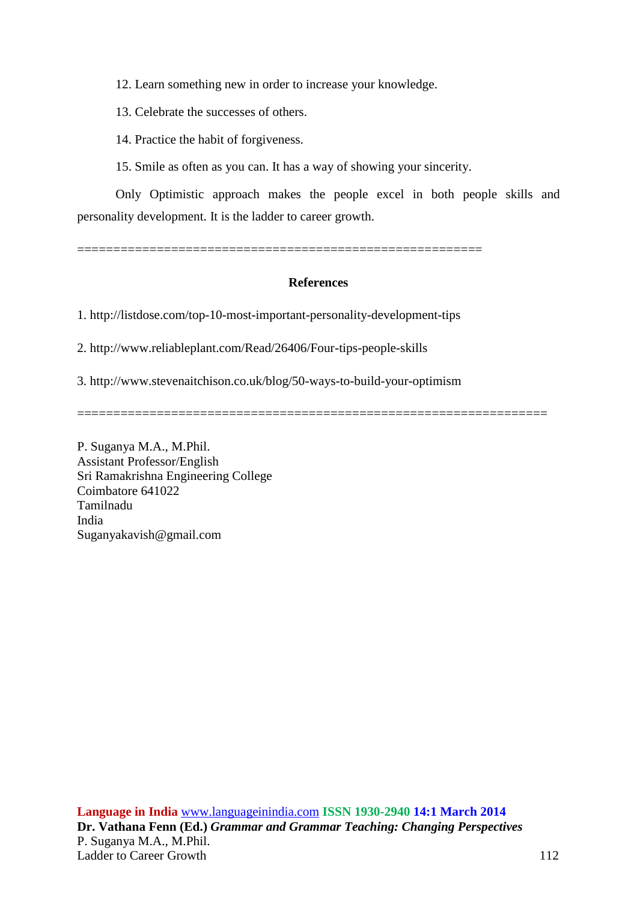12. Learn something new in order to increase your knowledge.

13. Celebrate the successes of others.

14. Practice the habit of forgiveness.

15. Smile as often as you can. It has a way of showing your sincerity.

Only Optimistic approach makes the people excel in both people skills and personality development. It is the ladder to career growth.

=========================================================

## References

1. http://listdose.com/top-10-most-important-personality-development-tips

2. http://www.reliableplant.com/Read/26406/Four-tips-people-skills

3. http://www.stevenaitchison.co.uk/blog/50-ways-to-build-your-optimism

==================================================================

P. Suganya M.A., M.Phil.
Assistant Professor/English
Sri Ramakrishna Engineering College
Coimbatore 641022
Tamilnadu
India
Suganyakavish@gmail.com